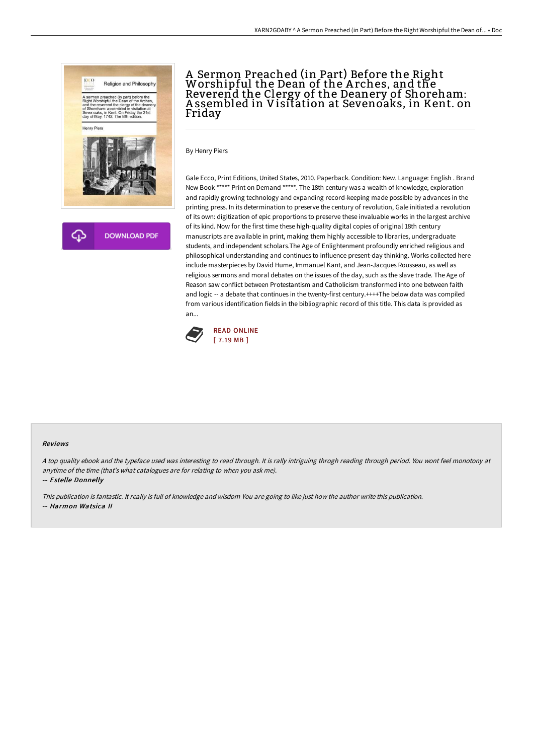# A Sermon Preached (in Part) Before the Right Worshipful the Dean of the Arches, and the Reverend the Clergy of the Deanery of Shoreham: Assembled in Visitation at Sevenoaks, in Kent. on Friday

By Henry Piers

Gale Ecco, Print Editions, United States, 2010. Paperback. Condition: New. Language: English . Brand New Book ***** Print on Demand *****. The 18th century was a wealth of knowledge, exploration and rapidly growing technology and expanding record-keeping made possible by advances in the printing press. In its determination to preserve the century of revolution, Gale initiated a revolution of its own: digitization of epic proportions to preserve these invaluable works in the largest archive of its kind. Now for the first time these high-quality digital copies of original 18th century manuscripts are available in print, making them highly accessible to libraries, undergraduate students, and independent scholars.The Age of Enlightenment profoundly enriched religious and philosophical understanding and continues to influence present-day thinking. Works collected here include masterpieces by David Hume, Immanuel Kant, and Jean-Jacques Rousseau, as well as religious sermons and moral debates on the issues of the day, such as the slave trade. The Age of Reason saw conflict between Protestantism and Catholicism transformed into one between faith and logic -- a debate that continues in the twenty-first century.++++The below data was compiled from various identification fields in the bibliographic record of this title. This data is provided as an...

DOWNLOAD PDF

READ ONLINE
[ 7.19 MB ]

## Reviews

*A top quality ebook and the typeface used was interesting to read through. It is rally intriguing throgh reading through period. You wont feel monotony at anytime of the time (that's what catalogues are for relating to when you ask me).*

-- *Estelle Donnelly*

*This publication is fantastic. It really is full of knowledge and wisdom You are going to like just how the author write this publication.*

-- *Harmon Watsica II*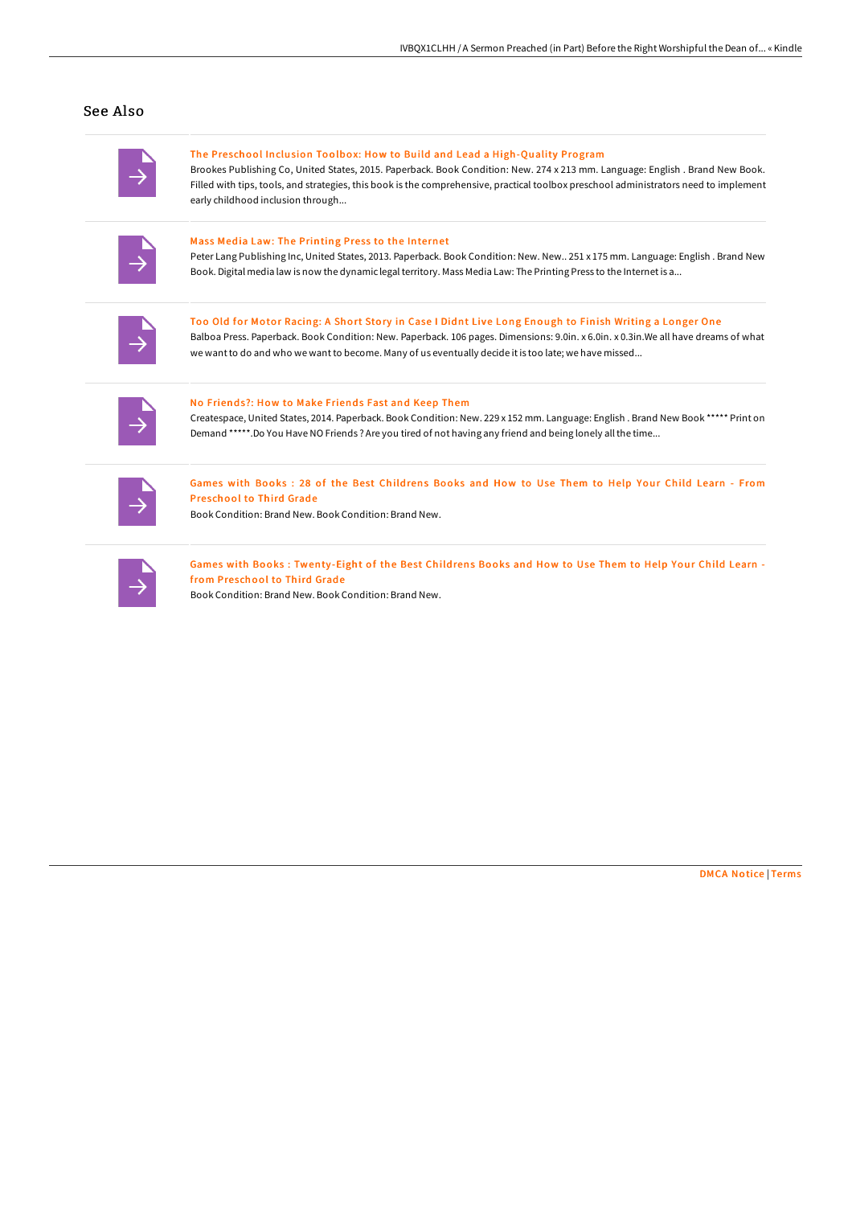## See Also

**The Preschool Inclusion Toolbox: How to Build and Lead a High-Quality Program**

Brookes Publishing Co, United States, 2015. Paperback. Book Condition: New. 274 x 213 mm. Language: English . Brand New Book. Filled with tips, tools, and strategies, this book is the comprehensive, practical toolbox preschool administrators need to implement early childhood inclusion through...

**Mass Media Law: The Printing Press to the Internet**

Peter Lang Publishing Inc, United States, 2013. Paperback. Book Condition: New. New.. 251 x 175 mm. Language: English . Brand New Book. Digital media law is now the dynamic legal territory. Mass Media Law: The Printing Press to the Internet is a...

**Too Old for Motor Racing: A Short Story in Case I Didnt Live Long Enough to Finish Writing a Longer One**

Balboa Press. Paperback. Book Condition: New. Paperback. 106 pages. Dimensions: 9.0in. x 6.0in. x 0.3in.We all have dreams of what we want to do and who we want to become. Many of us eventually decide it is too late; we have missed...

**No Friends?: How to Make Friends Fast and Keep Them**

Createspace, United States, 2014. Paperback. Book Condition: New. 229 x 152 mm. Language: English . Brand New Book ***** Print on Demand *****.Do You Have NO Friends ? Are you tired of not having any friend and being lonely all the time...

**Games with Books : 28 of the Best Childrens Books and How to Use Them to Help Your Child Learn - From Preschool to Third Grade**

Book Condition: Brand New. Book Condition: Brand New.

**Games with Books : Twenty-Eight of the Best Childrens Books and How to Use Them to Help Your Child Learn - from Preschool to Third Grade**

Book Condition: Brand New. Book Condition: Brand New.

DMCA Notice | Terms